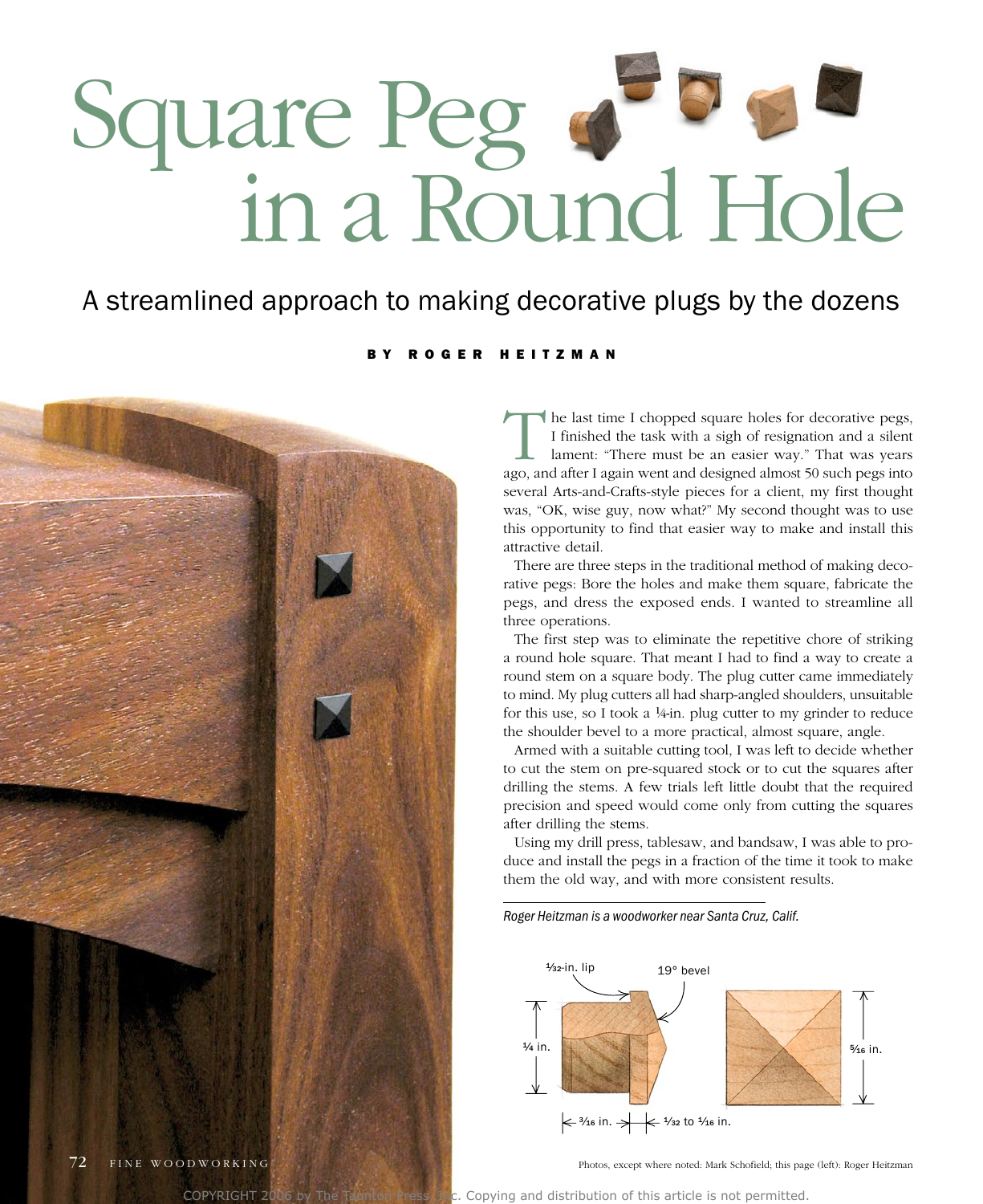# Square Peg in a Round Hole

## A streamlined approach to making decorative plugs by the dozens

BY ROGER HEITZMAN

The last time I chopped square holes for decorative pegs, I finished the task with a sigh of resignation and a silent lament: "There must be an easier way." That was years ago, and after I again went and designed almost 50 such pegs into several Arts-and-Crafts-style pieces for a client, my first thought was, "OK, wise guy, now what?" My second thought was to use this opportunity to find that easier way to make and install this attractive detail.

There are three steps in the traditional method of making decorative pegs: Bore the holes and make them square, fabricate the pegs, and dress the exposed ends. I wanted to streamline all three operations.

The first step was to eliminate the repetitive chore of striking a round hole square. That meant I had to find a way to create a round stem on a square body. The plug cutter came immediately to mind. My plug cutters all had sharp-angled shoulders, unsuitable for this use, so I took a ¼-in. plug cutter to my grinder to reduce the shoulder bevel to a more practical, almost square, angle.

Armed with a suitable cutting tool, I was left to decide whether to cut the stem on pre-squared stock or to cut the squares after drilling the stems. A few trials left little doubt that the required precision and speed would come only from cutting the squares after drilling the stems.

Using my drill press, tablesaw, and bandsaw, I was able to produce and install the pegs in a fraction of the time it took to make them the old way, and with more consistent results.

*Roger Heitzman is a woodworker near Santa Cruz, Calif.*

1⁄32-in. lip

19° bevel

¼ in.

5⁄16 in.

3⁄16 in.

1⁄32 to 1⁄16 in.

Photos, except where noted: Mark Schofield; this page (left): Roger Heitzman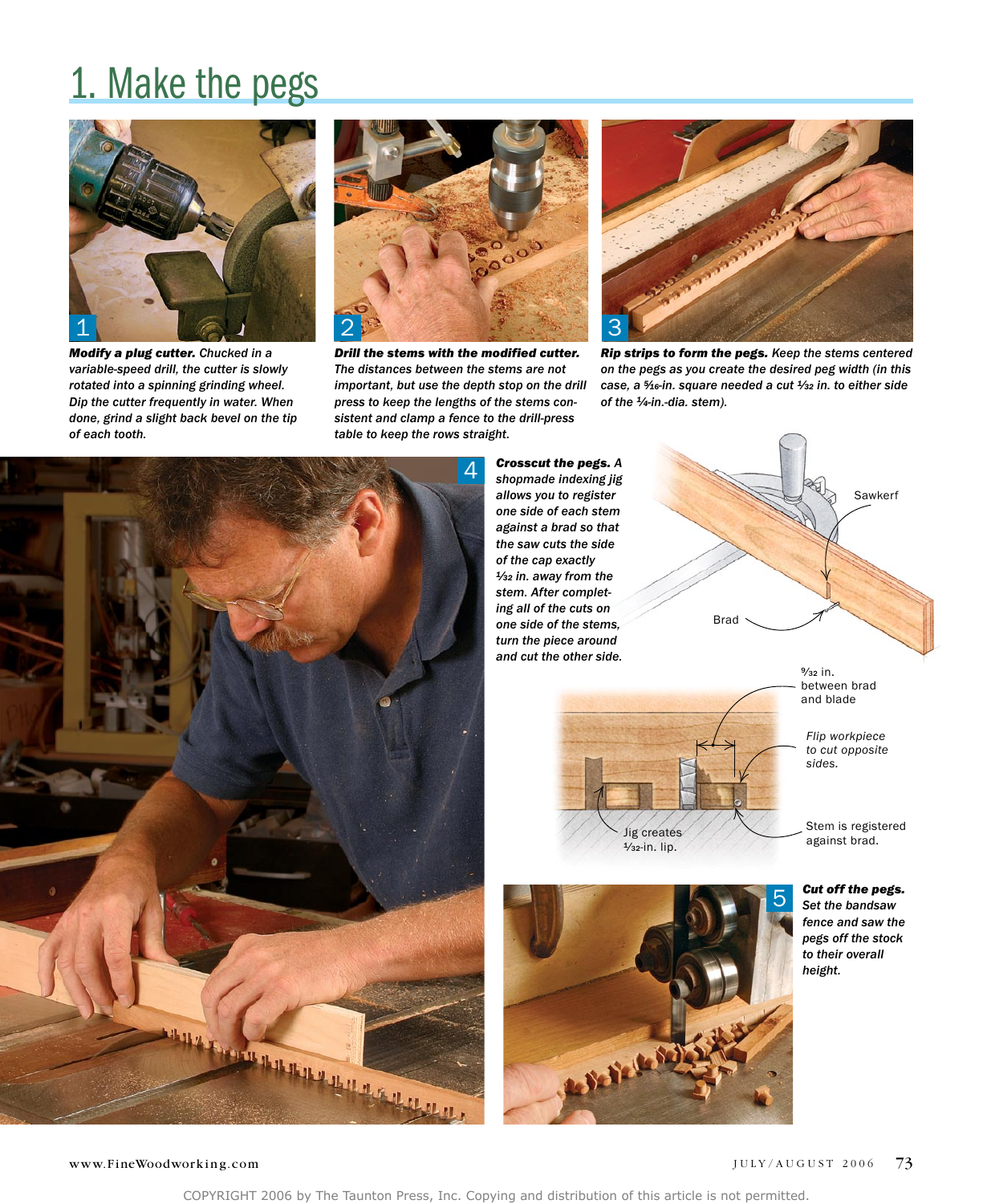# 1. Make the pegs

1

***Modify a plug cutter.*** *Chucked in a variable-speed drill, the cutter is slowly rotated into a spinning grinding wheel. Dip the cutter frequently in water. When done, grind a slight back bevel on the tip of each tooth.*

2

***Drill the stems with the modified cutter.*** *The distances between the stems are not important, but use the depth stop on the drill press to keep the lengths of the stems consistent and clamp a fence to the drill-press table to keep the rows straight.*

3

***Rip strips to form the pegs.*** *Keep the stems centered on the pegs as you create the desired peg width (in this case, a 5⁄16-in. square needed a cut 1⁄32 in. to either side of the 1⁄4-in.-dia. stem).*

4

***Crosscut the pegs.*** *A shopmade indexing jig allows you to register one side of each stem against a brad so that the saw cuts the side of the cap exactly 1⁄32 in. away from the stem. After completing all of the cuts on one side of the stems, turn the piece around and cut the other side.*

Sawkerf

Brad

9⁄32 in. between brad and blade

*Flip workpiece to cut opposite sides.*

Jig creates 1⁄32-in. lip.

Stem is registered against brad.

5

***Cut off the pegs.*** *Set the bandsaw fence and saw the pegs off the stock to their overall height.*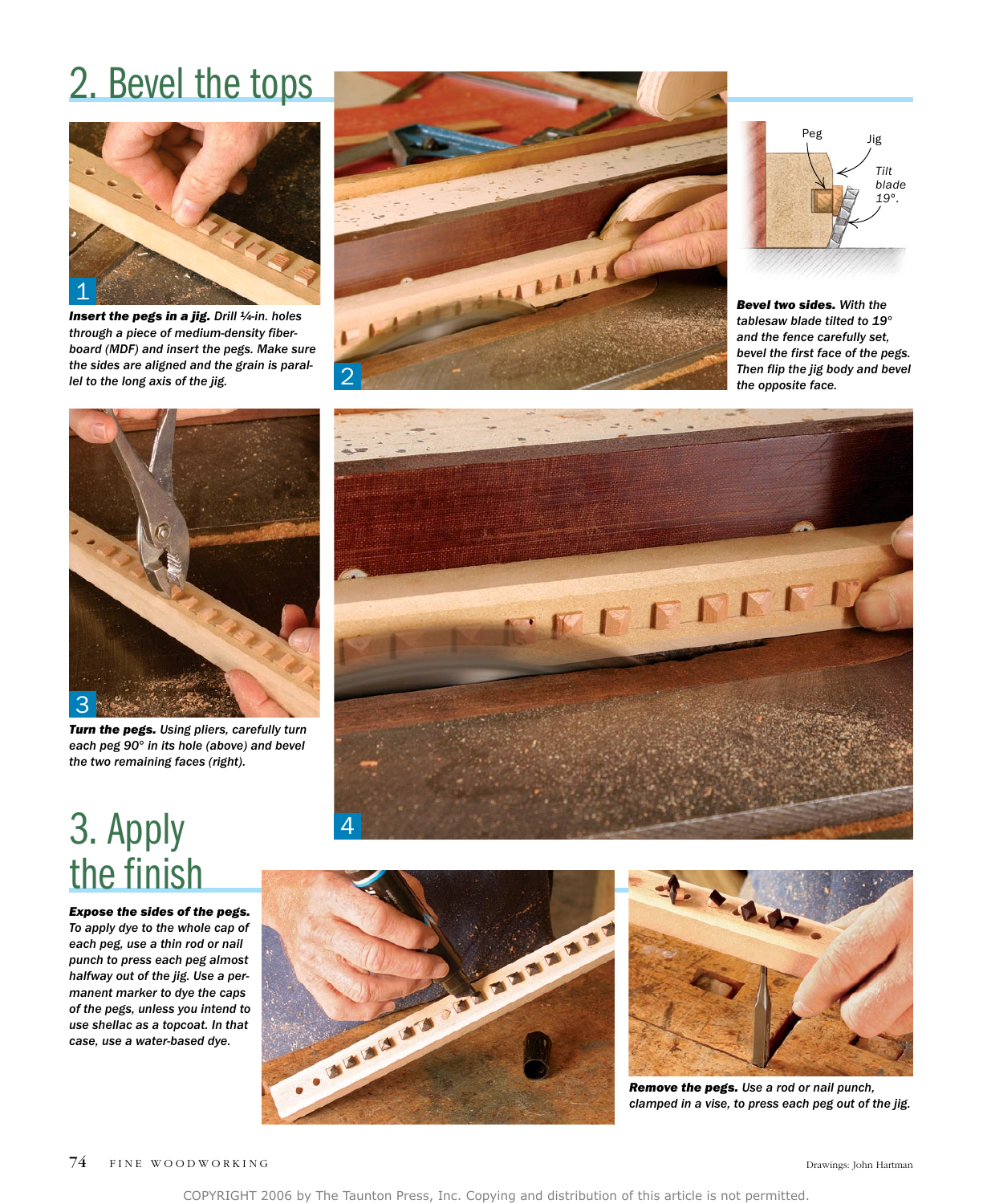## 2. Bevel the tops

**1**

***Insert the pegs in a jig.*** *Drill ¼-in. holes through a piece of medium-density fiberboard (MDF) and insert the pegs. Make sure the sides are aligned and the grain is parallel to the long axis of the jig.*

**2**

Peg

Jig

*Tilt blade 19°.*

***Bevel two sides.*** *With the tablesaw blade tilted to 19° and the fence carefully set, bevel the first face of the pegs. Then flip the jig body and bevel the opposite face.*

**3**

***Turn the pegs.*** *Using pliers, carefully turn each peg 90° in its hole (above) and bevel the two remaining faces (right).*

**4**

## 3. Apply the finish

***Expose the sides of the pegs.*** *To apply dye to the whole cap of each peg, use a thin rod or nail punch to press each peg almost halfway out of the jig. Use a permanent marker to dye the caps of the pegs, unless you intend to use shellac as a topcoat. In that case, use a water-based dye.*

***Remove the pegs.*** *Use a rod or nail punch, clamped in a vise, to press each peg out of the jig.*

Drawings: John Hartman

COPYRIGHT 2006 by The Taunton Press, Inc. Copying and distribution of this article is not permitted.